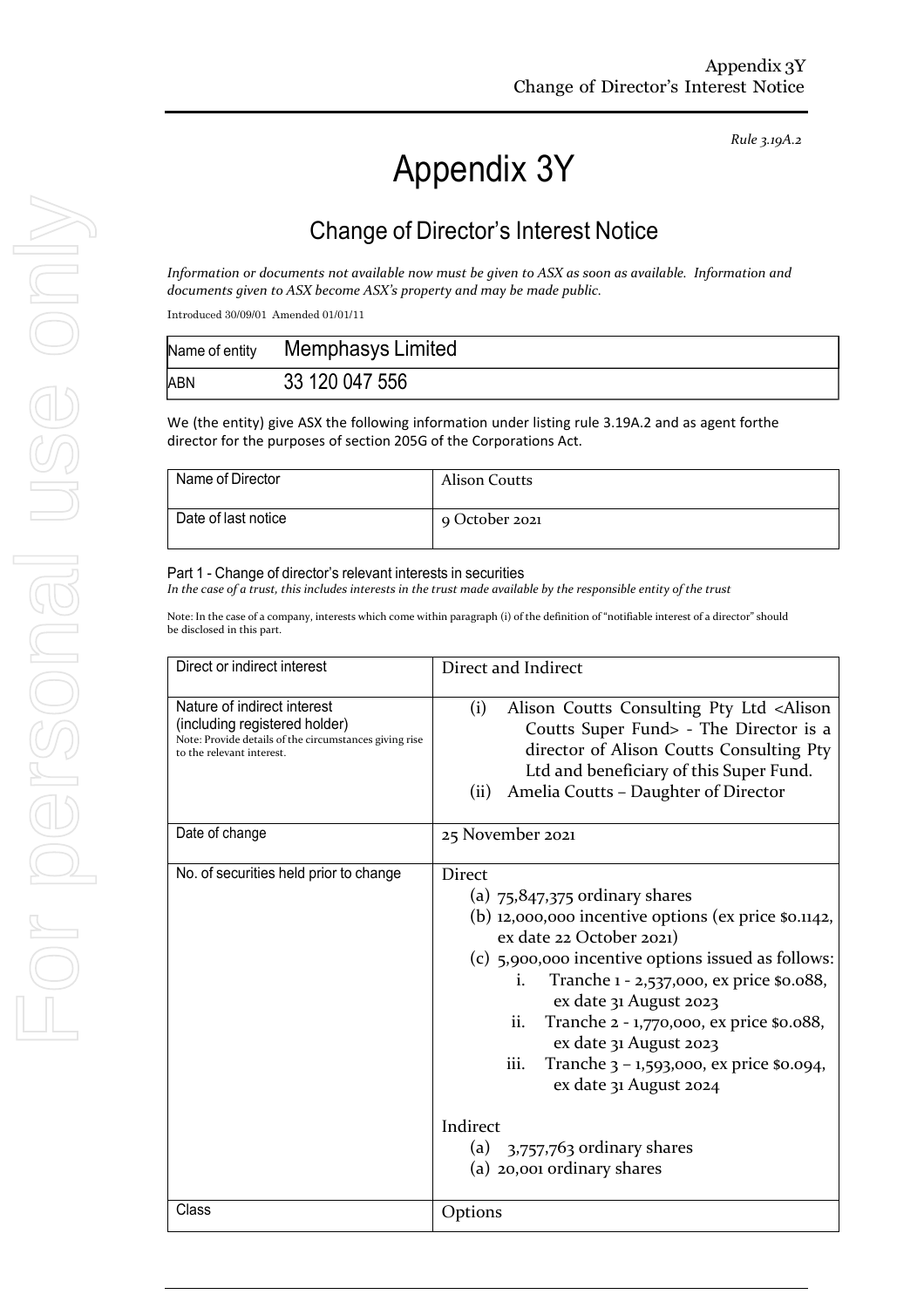*Rule 3.19A.2*

# Appendix 3Y

## Change of Director's Interest Notice

*Information or documents not available now must be given to ASX as soon as available. Information and documents given to ASX become ASX's property and may be made public.*

Introduced 30/09/01 Amended 01/01/11

| Name of entity | Memphasys Limited |
|---|---|
| ABN | 33 120 047 556 |

We (the entity) give ASX the following information under listing rule 3.19A.2 and as agent forthe director for the purposes of section 205G of the Corporations Act.

| Name of Director | Alison Coutts |
|---|---|
| Date of last notice | 9 October 2021 |

### Part 1 - Change of director's relevant interests in securities

*In the case of a trust, this includes interests in the trust made available by the responsible entity of the trust*

Note: In the case of a company, interests which come within paragraph (i) of the definition of "notifiable interest of a director" should be disclosed in this part.

| Direct or indirect interest | Direct and Indirect |
|---|---|
| Nature of indirect interest (including registered holder)<br>Note: Provide details of the circumstances giving rise to the relevant interest. | (i) Alison Coutts Consulting Pty Ltd <Alison Coutts Super Fund> - The Director is a director of Alison Coutts Consulting Pty Ltd and beneficiary of this Super Fund.<br>(ii) Amelia Coutts – Daughter of Director |
| Date of change | 25 November 2021 |
| No. of securities held prior to change | Direct<br>(a) 75,847,375 ordinary shares<br>(b) 12,000,000 incentive options (ex price $0.1142, ex date 22 October 2021)<br>(c) 5,900,000 incentive options issued as follows:<br>i. Tranche 1 - 2,537,000, ex price $0.088, ex date 31 August 2023<br>ii. Tranche 2 - 1,770,000, ex price $0.088, ex date 31 August 2023<br>iii. Tranche 3 – 1,593,000, ex price $0.094, ex date 31 August 2024<br><br>Indirect<br>(a) 3,757,763 ordinary shares<br>(a) 20,001 ordinary shares |
| Class | Options |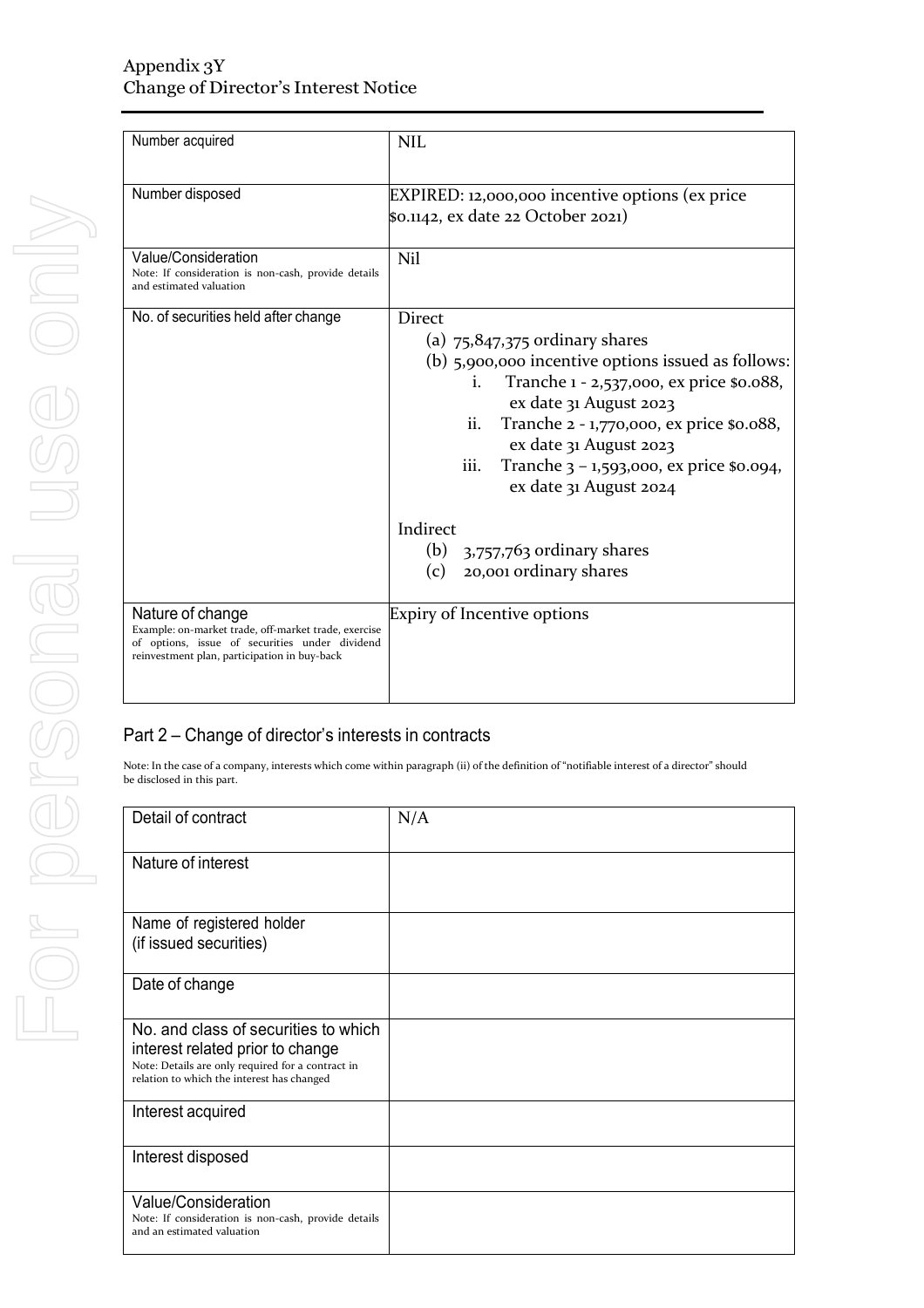| Number acquired | NIL |
|---|---|
| Number disposed | EXPIRED: 12,000,000 incentive options (ex price $0.1142, ex date 22 October 2021) |
| Value/Consideration<br>Note: If consideration is non-cash, provide details and estimated valuation | Nil |
| No. of securities held after change | Direct<br>(a) 75,847,375 ordinary shares<br>(b) 5,900,000 incentive options issued as follows:<br>i. Tranche 1 - 2,537,000, ex price $0.088, ex date 31 August 2023<br>ii. Tranche 2 - 1,770,000, ex price $0.088, ex date 31 August 2023<br>iii. Tranche 3 – 1,593,000, ex price $0.094, ex date 31 August 2024<br><br>Indirect<br>(b) 3,757,763 ordinary shares<br>(c) 20,001 ordinary shares |
| Nature of change<br>Example: on-market trade, off-market trade, exercise of options, issue of securities under dividend reinvestment plan, participation in buy-back | Expiry of Incentive options |

## Part 2 – Change of director's interests in contracts

Note: In the case of a company, interests which come within paragraph (ii) of the definition of "notifiable interest of a director" should be disclosed in this part.

| Detail of contract | N/A |
|---|---|
| Nature of interest | |
| Name of registered holder<br>(if issued securities) | |
| Date of change | |
| No. and class of securities to which interest related prior to change<br>Note: Details are only required for a contract in relation to which the interest has changed | |
| Interest acquired | |
| Interest disposed | |
| Value/Consideration<br>Note: If consideration is non-cash, provide details and an estimated valuation | |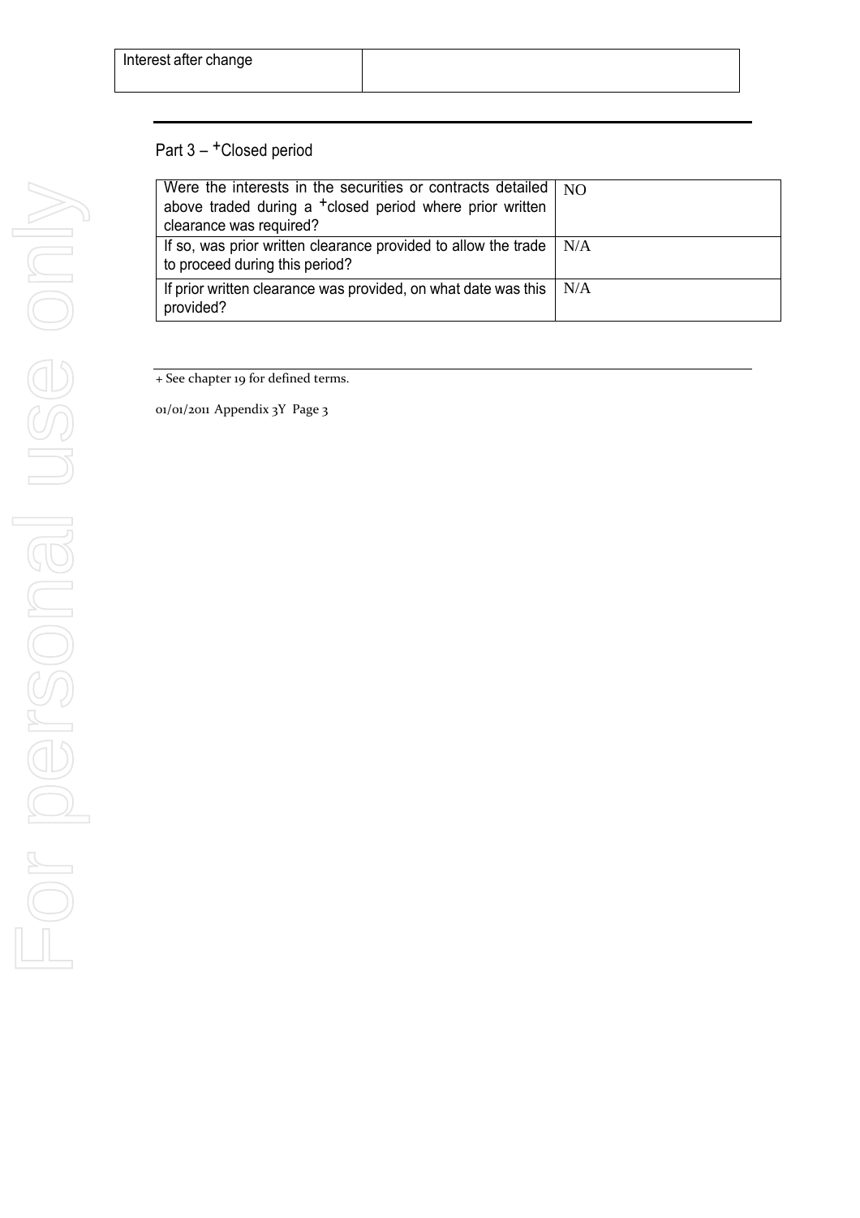| | |
|---|---|
| Interest after change | |

## Part 3 – +Closed period

| | |
|---|---|
| Were the interests in the securities or contracts detailed above traded during a +closed period where prior written clearance was required? | NO |
| If so, was prior written clearance provided to allow the trade to proceed during this period? | N/A |
| If prior written clearance was provided, on what date was this provided? | N/A |

+ See chapter 19 for defined terms.

01/01/2011 Appendix 3Y Page 3